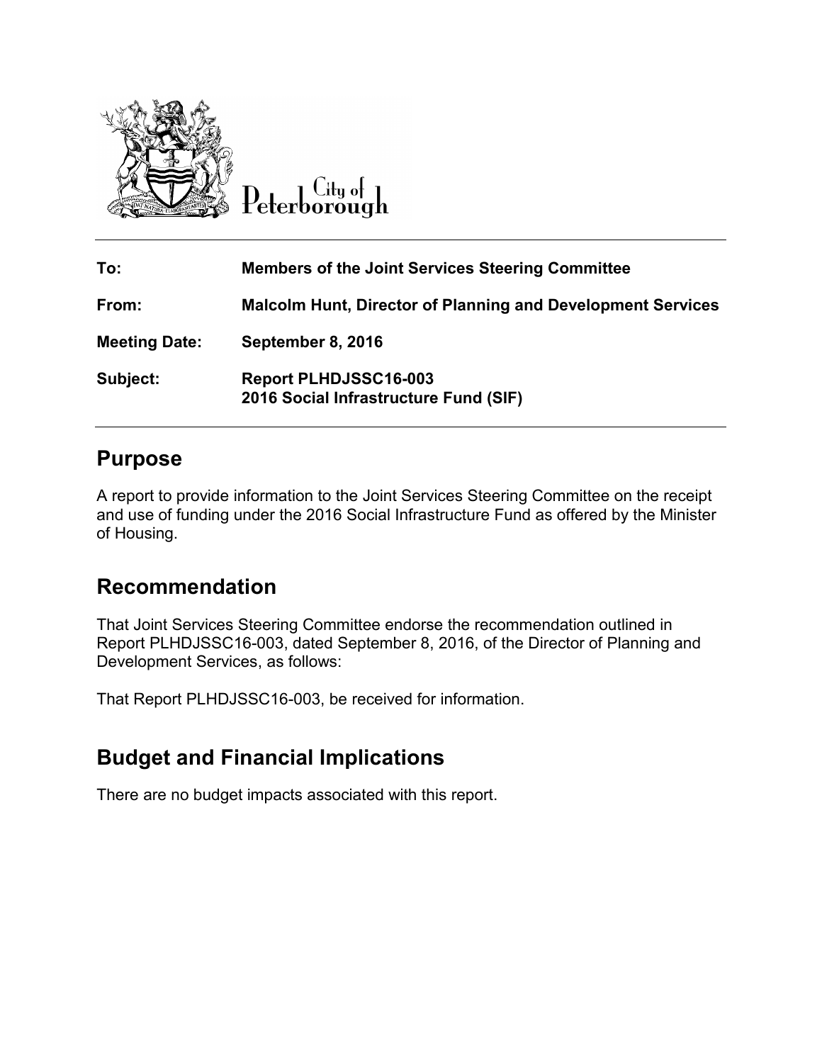City of Peterborough

| To: | Members of the Joint Services Steering Committee |
| --- | --- |
| From: | Malcolm Hunt, Director of Planning and Development Services |
| Meeting Date: | September 8, 2016 |
| Subject: | Report PLHDJSSC16-003<br>2016 Social Infrastructure Fund (SIF) |

## Purpose

A report to provide information to the Joint Services Steering Committee on the receipt and use of funding under the 2016 Social Infrastructure Fund as offered by the Minister of Housing.

## Recommendation

That Joint Services Steering Committee endorse the recommendation outlined in Report PLHDJSSC16-003, dated September 8, 2016, of the Director of Planning and Development Services, as follows:

That Report PLHDJSSC16-003, be received for information.

## Budget and Financial Implications

There are no budget impacts associated with this report.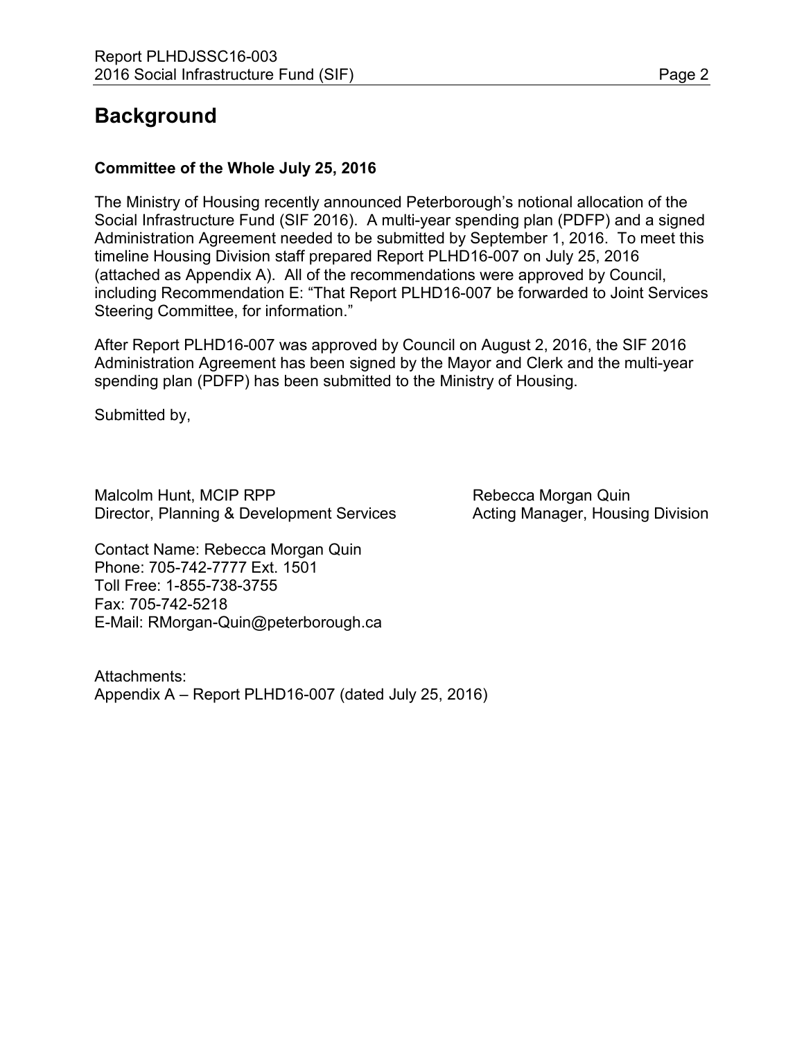## Background

**Committee of the Whole July 25, 2016**

The Ministry of Housing recently announced Peterborough's notional allocation of the Social Infrastructure Fund (SIF 2016). A multi-year spending plan (PDFP) and a signed Administration Agreement needed to be submitted by September 1, 2016. To meet this timeline Housing Division staff prepared Report PLHD16-007 on July 25, 2016 (attached as Appendix A). All of the recommendations were approved by Council, including Recommendation E: "That Report PLHD16-007 be forwarded to Joint Services Steering Committee, for information."

After Report PLHD16-007 was approved by Council on August 2, 2016, the SIF 2016 Administration Agreement has been signed by the Mayor and Clerk and the multi-year spending plan (PDFP) has been submitted to the Ministry of Housing.

Submitted by,

Malcolm Hunt, MCIP RPP
Director, Planning & Development Services

Rebecca Morgan Quin
Acting Manager, Housing Division

Contact Name: Rebecca Morgan Quin
Phone: 705-742-7777 Ext. 1501
Toll Free: 1-855-738-3755
Fax: 705-742-5218
E-Mail: RMorgan-Quin@peterborough.ca

Attachments:
Appendix A – Report PLHD16-007 (dated July 25, 2016)